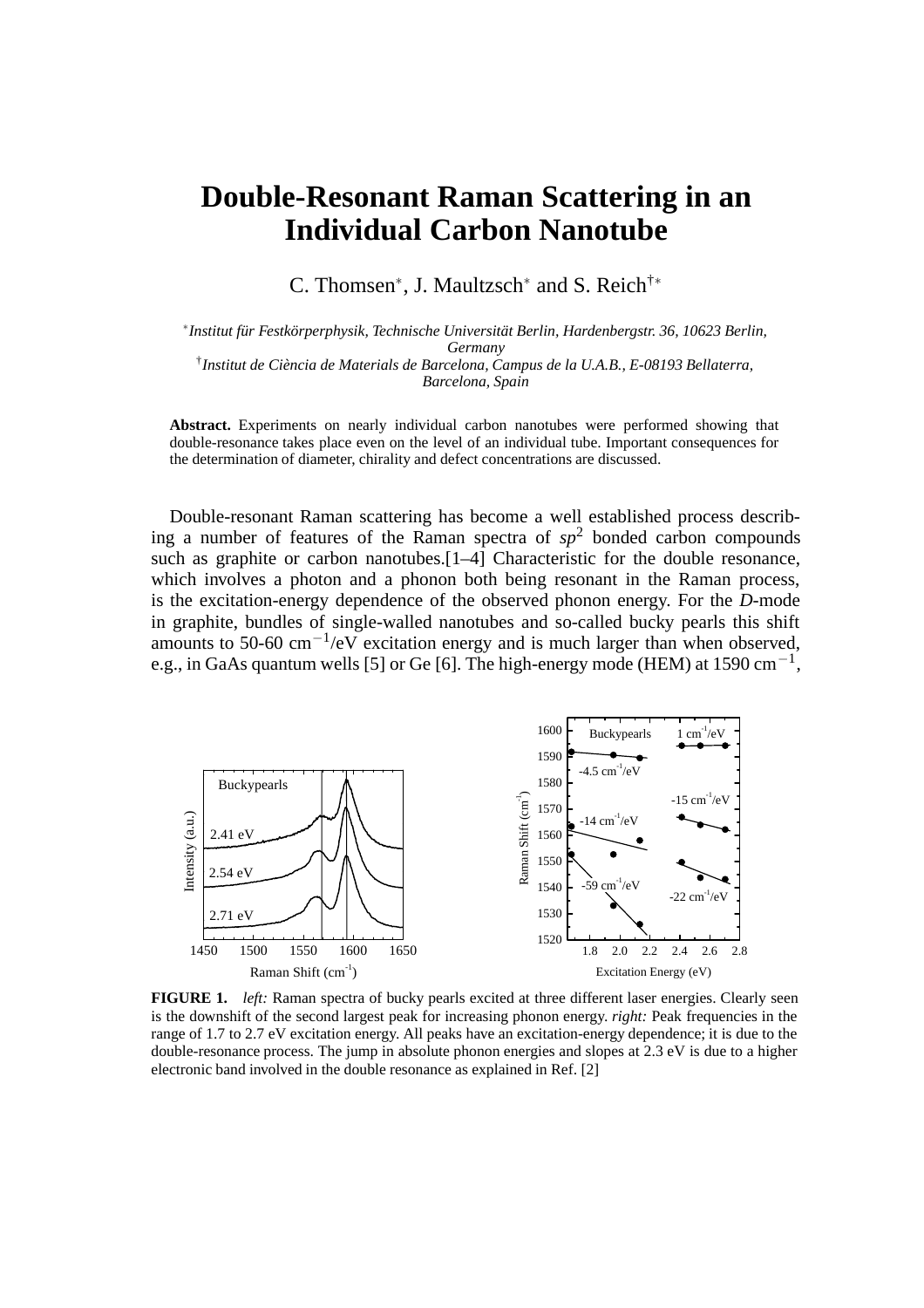# Double-Resonant Raman Scattering in an Individual Carbon Nanotube

C. Thomsen[*], J. Maultzsch[*] and S. Reich[†*]

[*]*Institut für Festkörperphysik, Technische Universität Berlin, Hardenbergstr. 36, 10623 Berlin, Germany*
[†]*Institut de Ciència de Materials de Barcelona, Campus de la U.A.B., E-08193 Bellaterra, Barcelona, Spain*

**Abstract.** Experiments on nearly individual carbon nanotubes were performed showing that double-resonance takes place even on the level of an individual tube. Important consequences for the determination of diameter, chirality and defect concentrations are discussed.

Double-resonant Raman scattering has become a well established process describing a number of features of the Raman spectra of $sp^2$ bonded carbon compounds such as graphite or carbon nanotubes.[1–4] Characteristic for the double resonance, which involves a photon and a phonon both being resonant in the Raman process, is the excitation-energy dependence of the observed phonon energy. For the *D*-mode in graphite, bundles of single-walled nanotubes and so-called bucky pearls this shift amounts to 50-60 cm$^{-1}$/eV excitation energy and is much larger than when observed, e.g., in GaAs quantum wells [5] or Ge [6]. The high-energy mode (HEM) at 1590 cm$^{-1}$,

**FIGURE 1.** *left:* Raman spectra of bucky pearls excited at three different laser energies. Clearly seen is the downshift of the second largest peak for increasing phonon energy. *right:* Peak frequencies in the range of 1.7 to 2.7 eV excitation energy. All peaks have an excitation-energy dependence; it is due to the double-resonance process. The jump in absolute phonon energies and slopes at 2.3 eV is due to a higher electronic band involved in the double resonance as explained in Ref. [2]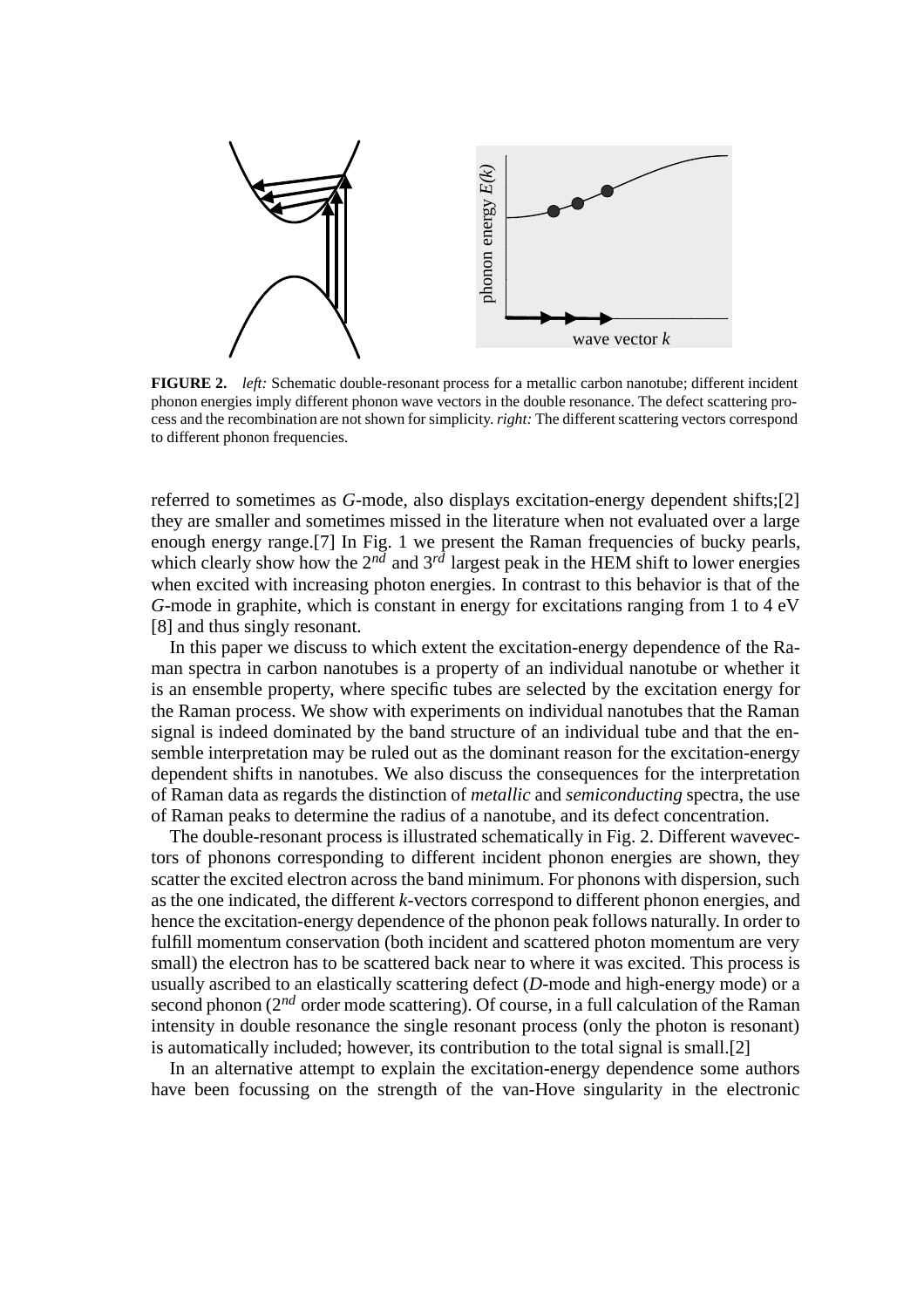**FIGURE 2.** *left:* Schematic double-resonant process for a metallic carbon nanotube; different incident phonon energies imply different phonon wave vectors in the double resonance. The defect scattering process and the recombination are not shown for simplicity. *right:* The different scattering vectors correspond to different phonon frequencies.

referred to sometimes as *G*-mode, also displays excitation-energy dependent shifts;[2] they are smaller and sometimes missed in the literature when not evaluated over a large enough energy range.[7] In Fig. 1 we present the Raman frequencies of bucky pearls, which clearly show how the $2^{nd}$ and $3^{rd}$ largest peak in the HEM shift to lower energies when excited with increasing photon energies. In contrast to this behavior is that of the *G*-mode in graphite, which is constant in energy for excitations ranging from 1 to 4 eV [8] and thus singly resonant.

In this paper we discuss to which extent the excitation-energy dependence of the Raman spectra in carbon nanotubes is a property of an individual nanotube or whether it is an ensemble property, where specific tubes are selected by the excitation energy for the Raman process. We show with experiments on individual nanotubes that the Raman signal is indeed dominated by the band structure of an individual tube and that the ensemble interpretation may be ruled out as the dominant reason for the excitation-energy dependent shifts in nanotubes. We also discuss the consequences for the interpretation of Raman data as regards the distinction of *metallic* and *semiconducting* spectra, the use of Raman peaks to determine the radius of a nanotube, and its defect concentration.

The double-resonant process is illustrated schematically in Fig. 2. Different wavevectors of phonons corresponding to different incident phonon energies are shown, they scatter the excited electron across the band minimum. For phonons with dispersion, such as the one indicated, the different *k*-vectors correspond to different phonon energies, and hence the excitation-energy dependence of the phonon peak follows naturally. In order to fulfill momentum conservation (both incident and scattered photon momentum are very small) the electron has to be scattered back near to where it was excited. This process is usually ascribed to an elastically scattering defect (*D*-mode and high-energy mode) or a second phonon ($2^{nd}$ order mode scattering). Of course, in a full calculation of the Raman intensity in double resonance the single resonant process (only the photon is resonant) is automatically included; however, its contribution to the total signal is small.[2]

In an alternative attempt to explain the excitation-energy dependence some authors have been focussing on the strength of the van-Hove singularity in the electronic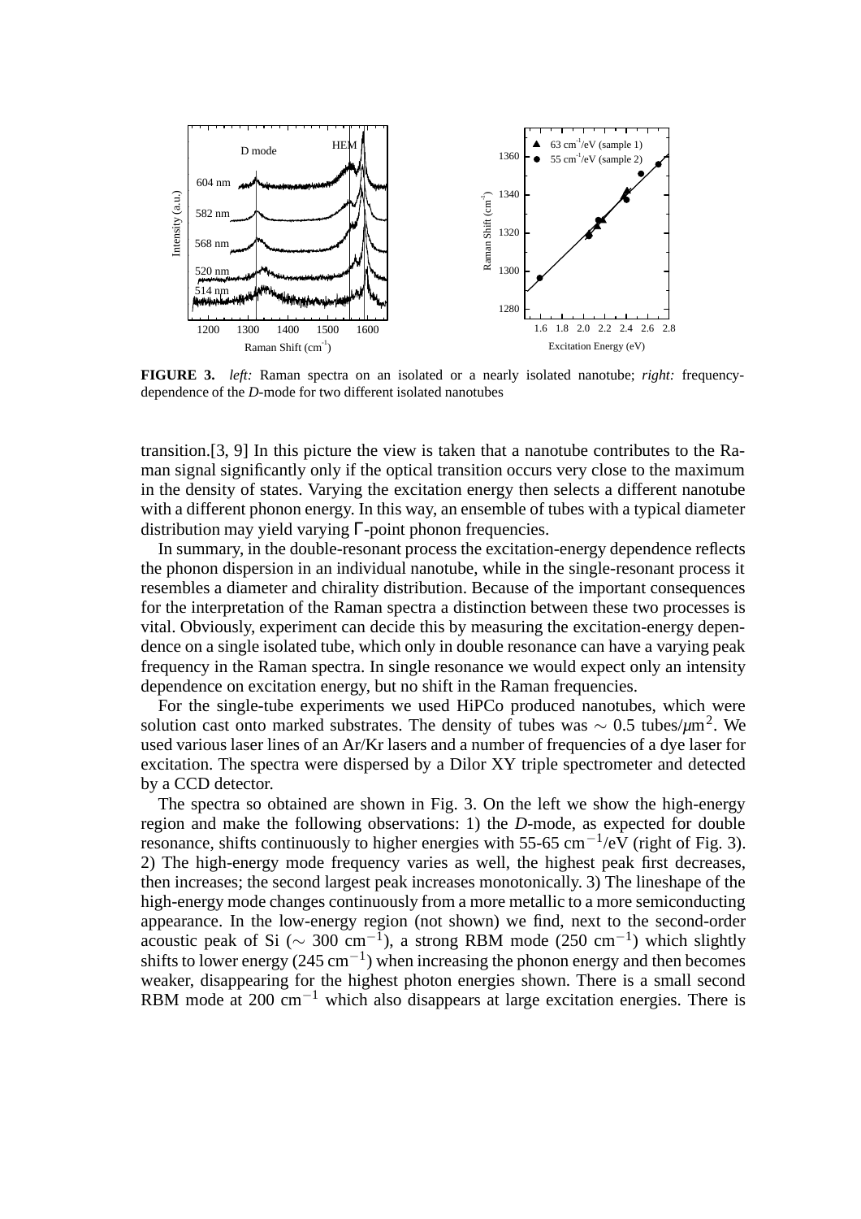**FIGURE 3.** *left:* Raman spectra on an isolated or a nearly isolated nanotube; *right:* frequency-dependence of the *D*-mode for two different isolated nanotubes

transition.[3, 9] In this picture the view is taken that a nanotube contributes to the Raman signal significantly only if the optical transition occurs very close to the maximum in the density of states. Varying the excitation energy then selects a different nanotube with a different phonon energy. In this way, an ensemble of tubes with a typical diameter distribution may yield varying Γ-point phonon frequencies.

In summary, in the double-resonant process the excitation-energy dependence reflects the phonon dispersion in an individual nanotube, while in the single-resonant process it resembles a diameter and chirality distribution. Because of the important consequences for the interpretation of the Raman spectra a distinction between these two processes is vital. Obviously, experiment can decide this by measuring the excitation-energy dependence on a single isolated tube, which only in double resonance can have a varying peak frequency in the Raman spectra. In single resonance we would expect only an intensity dependence on excitation energy, but no shift in the Raman frequencies.

For the single-tube experiments we used HiPCo produced nanotubes, which were solution cast onto marked substrates. The density of tubes was $\sim 0.5$ tubes/$\mu$m$^2$. We used various laser lines of an Ar/Kr lasers and a number of frequencies of a dye laser for excitation. The spectra were dispersed by a Dilor XY triple spectrometer and detected by a CCD detector.

The spectra so obtained are shown in Fig. 3. On the left we show the high-energy region and make the following observations: 1) the *D*-mode, as expected for double resonance, shifts continuously to higher energies with 55-65 cm$^{-1}$/eV (right of Fig. 3). 2) The high-energy mode frequency varies as well, the highest peak first decreases, then increases; the second largest peak increases monotonically. 3) The lineshape of the high-energy mode changes continuously from a more metallic to a more semiconducting appearance. In the low-energy region (not shown) we find, next to the second-order acoustic peak of Si ($\sim$ 300 cm$^{-1}$), a strong RBM mode (250 cm$^{-1}$) which slightly shifts to lower energy (245 cm$^{-1}$) when increasing the phonon energy and then becomes weaker, disappearing for the highest photon energies shown. There is a small second RBM mode at 200 cm$^{-1}$ which also disappears at large excitation energies. There is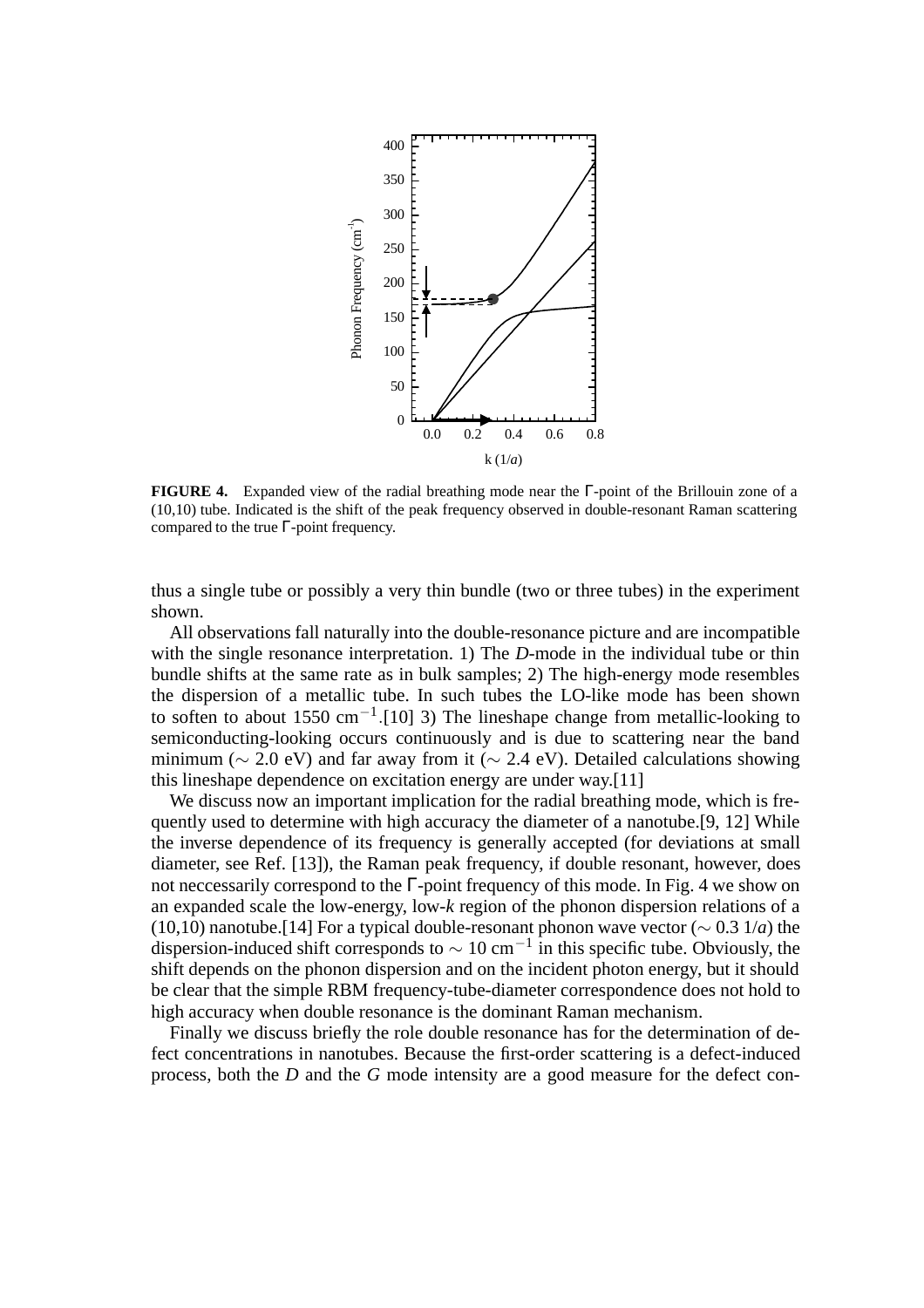**FIGURE 4.** Expanded view of the radial breathing mode near the Γ-point of the Brillouin zone of a (10,10) tube. Indicated is the shift of the peak frequency observed in double-resonant Raman scattering compared to the true Γ-point frequency.

thus a single tube or possibly a very thin bundle (two or three tubes) in the experiment shown.

All observations fall naturally into the double-resonance picture and are incompatible with the single resonance interpretation. 1) The *D*-mode in the individual tube or thin bundle shifts at the same rate as in bulk samples; 2) The high-energy mode resembles the dispersion of a metallic tube. In such tubes the LO-like mode has been shown to soften to about 1550 cm$^{-1}$.[10] 3) The lineshape change from metallic-looking to semiconducting-looking occurs continuously and is due to scattering near the band minimum ($\sim$ 2.0 eV) and far away from it ($\sim$ 2.4 eV). Detailed calculations showing this lineshape dependence on excitation energy are under way.[11]

We discuss now an important implication for the radial breathing mode, which is frequently used to determine with high accuracy the diameter of a nanotube.[9, 12] While the inverse dependence of its frequency is generally accepted (for deviations at small diameter, see Ref. [13]), the Raman peak frequency, if double resonant, however, does not neccessarily correspond to the Γ-point frequency of this mode. In Fig. 4 we show on an expanded scale the low-energy, low-*k* region of the phonon dispersion relations of a (10,10) nanotube.[14] For a typical double-resonant phonon wave vector ($\sim$ 0.3 1/*a*) the dispersion-induced shift corresponds to $\sim$ 10 cm$^{-1}$ in this specific tube. Obviously, the shift depends on the phonon dispersion and on the incident photon energy, but it should be clear that the simple RBM frequency-tube-diameter correspondence does not hold to high accuracy when double resonance is the dominant Raman mechanism.

Finally we discuss briefly the role double resonance has for the determination of defect concentrations in nanotubes. Because the first-order scattering is a defect-induced process, both the *D* and the *G* mode intensity are a good measure for the defect con-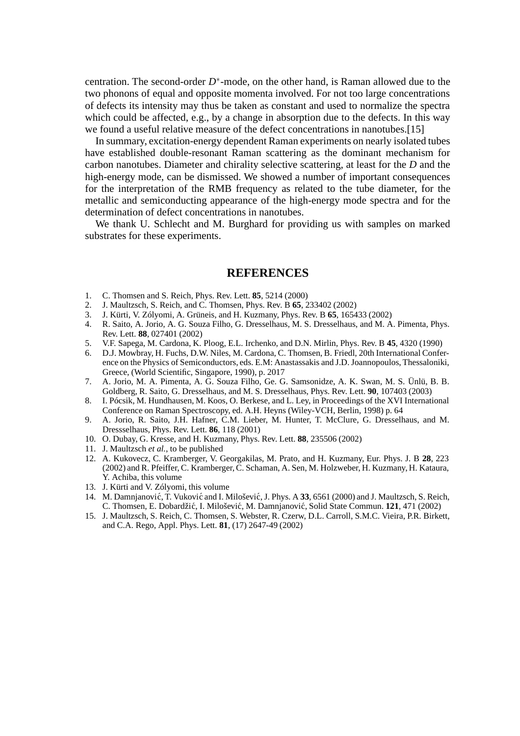centration. The second-order $D^*$-mode, on the other hand, is Raman allowed due to the two phonons of equal and opposite momenta involved. For not too large concentrations of defects its intensity may thus be taken as constant and used to normalize the spectra which could be affected, e.g., by a change in absorption due to the defects. In this way we found a useful relative measure of the defect concentrations in nanotubes.[15]

In summary, excitation-energy dependent Raman experiments on nearly isolated tubes have established double-resonant Raman scattering as the dominant mechanism for carbon nanotubes. Diameter and chirality selective scattering, at least for the $D$ and the high-energy mode, can be dismissed. We showed a number of important consequences for the interpretation of the RMB frequency as related to the tube diameter, for the metallic and semiconducting appearance of the high-energy mode spectra and for the determination of defect concentrations in nanotubes.

We thank U. Schlecht and M. Burghard for providing us with samples on marked substrates for these experiments.

## REFERENCES

1. C. Thomsen and S. Reich, Phys. Rev. Lett. **85**, 5214 (2000)
2. J. Maultzsch, S. Reich, and C. Thomsen, Phys. Rev. B **65**, 233402 (2002)
3. J. Kürti, V. Zólyomi, A. Grüneis, and H. Kuzmany, Phys. Rev. B **65**, 165433 (2002)
4. R. Saito, A. Jorio, A. G. Souza Filho, G. Dresselhaus, M. S. Dresselhaus, and M. A. Pimenta, Phys. Rev. Lett. **88**, 027401 (2002)
5. V.F. Sapega, M. Cardona, K. Ploog, E.L. Irchenko, and D.N. Mirlin, Phys. Rev. B **45**, 4320 (1990)
6. D.J. Mowbray, H. Fuchs, D.W. Niles, M. Cardona, C. Thomsen, B. Friedl, 20th International Conference on the Physics of Semiconductors, eds. E.M: Anastassakis and J.D. Joannopoulos, Thessaloniki, Greece, (World Scientific, Singapore, 1990), p. 2017
7. A. Jorio, M. A. Pimenta, A. G. Souza Filho, Ge. G. Samsonidze, A. K. Swan, M. S. Ünlü, B. B. Goldberg, R. Saito, G. Dresselhaus, and M. S. Dresselhaus, Phys. Rev. Lett. **90**, 107403 (2003)
8. I. Pócsik, M. Hundhausen, M. Koos, O. Berkese, and L. Ley, in Proceedings of the XVI International Conference on Raman Spectroscopy, ed. A.H. Heyns (Wiley-VCH, Berlin, 1998) p. 64
9. A. Jorio, R. Saito, J.H. Hafner, C.M. Lieber, M. Hunter, T. McClure, G. Dresselhaus, and M. Dressselhaus, Phys. Rev. Lett. **86**, 118 (2001)
10. O. Dubay, G. Kresse, and H. Kuzmany, Phys. Rev. Lett. **88**, 235506 (2002)
11. J. Maultzsch *et al.*, to be published
12. A. Kukovecz, C. Kramberger, V. Georgakilas, M. Prato, and H. Kuzmany, Eur. Phys. J. B **28**, 223 (2002) and R. Pfeiffer, C. Kramberger, C. Schaman, A. Sen, M. Holzweber, H. Kuzmany, H. Kataura, Y. Achiba, this volume
13. J. Kürti and V. Zólyomi, this volume
14. M. Damnjanović, T. Vuković and I. Milošević, J. Phys. A **33**, 6561 (2000) and J. Maultzsch, S. Reich, C. Thomsen, E. Dobardžić, I. Milošević, M. Damnjanović, Solid State Commun. **121**, 471 (2002)
15. J. Maultzsch, S. Reich, C. Thomsen, S. Webster, R. Czerw, D.L. Carroll, S.M.C. Vieira, P.R. Birkett, and C.A. Rego, Appl. Phys. Lett. **81**, (17) 2647-49 (2002)